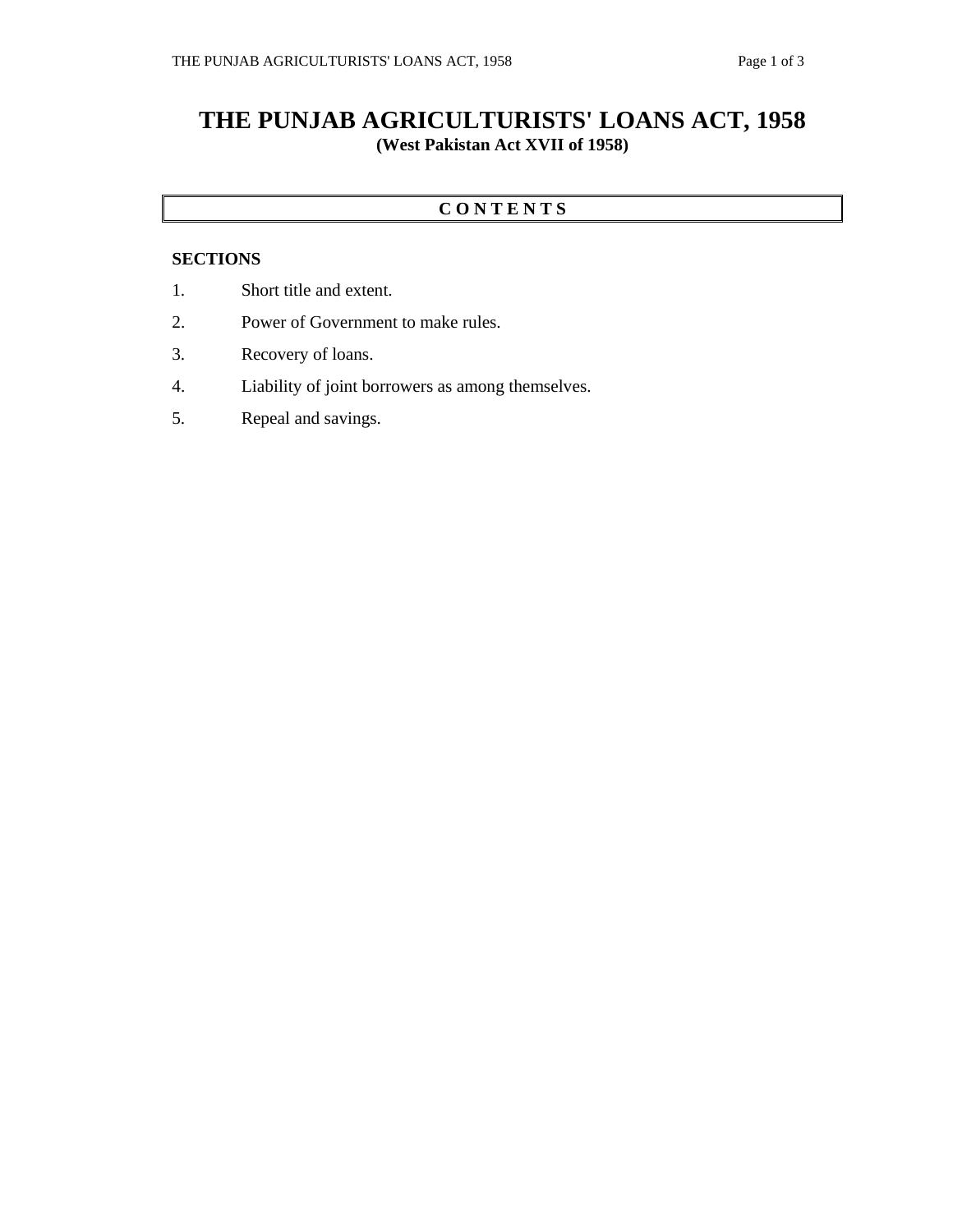# THE PUNJAB AGRICULTURISTS' LOANS ACT, 1958

**(West Pakistan Act XVII of 1958)**

## C O N T E N T S

**SECTIONS**

1. Short title and extent.
2. Power of Government to make rules.
3. Recovery of loans.
4. Liability of joint borrowers as among themselves.
5. Repeal and savings.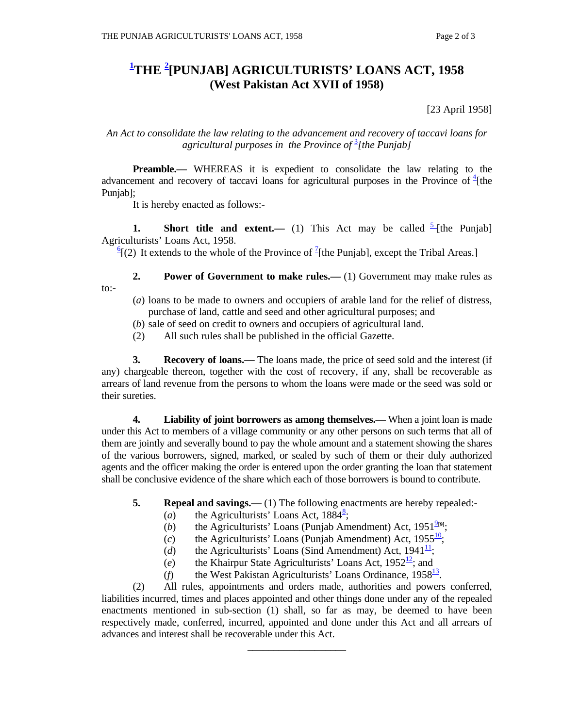# [1]THE [2][PUNJAB] AGRICULTURISTS' LOANS ACT, 1958
## (West Pakistan Act XVII of 1958)

[23 April 1958]

*An Act to consolidate the law relating to the advancement and recovery of taccavi loans for agricultural purposes in the Province of [3][the Punjab]*

**Preamble.—** WHEREAS it is expedient to consolidate the law relating to the advancement and recovery of taccavi loans for agricultural purposes in the Province of [4][the Punjab];

It is hereby enacted as follows:-

**1. Short title and extent.—** (1) This Act may be called [5][the Punjab] Agriculturists' Loans Act, 1958.

[6][(2) It extends to the whole of the Province of [7][the Punjab], except the Tribal Areas.]

**2. Power of Government to make rules.—** (1) Government may make rules as to:-

(*a*) loans to be made to owners and occupiers of arable land for the relief of distress, purchase of land, cattle and seed and other agricultural purposes; and

(*b*) sale of seed on credit to owners and occupiers of agricultural land.

(2) All such rules shall be published in the official Gazette.

**3. Recovery of loans.—** The loans made, the price of seed sold and the interest (if any) chargeable thereon, together with the cost of recovery, if any, shall be recoverable as arrears of land revenue from the persons to whom the loans were made or the seed was sold or their sureties.

**4. Liability of joint borrowers as among themselves.—** When a joint loan is made under this Act to members of a village community or any other persons on such terms that all of them are jointly and severally bound to pay the whole amount and a statement showing the shares of the various borrowers, signed, marked, or sealed by such of them or their duly authorized agents and the officer making the order is entered upon the order granting the loan that statement shall be conclusive evidence of the share which each of those borrowers is bound to contribute.

**5. Repeal and savings.—** (1) The following enactments are hereby repealed:-

(*a*) the Agriculturists' Loans Act, 1884[8];

(*b*) the Agriculturists' Loans (Punjab Amendment) Act, 1951[9][9];

(*c*) the Agriculturists' Loans (Punjab Amendment) Act, 1955[10];

(*d*) the Agriculturists' Loans (Sind Amendment) Act, 1941[11];

(*e*) the Khairpur State Agriculturists' Loans Act, 1952[12]; and

(*f*) the West Pakistan Agriculturists' Loans Ordinance, 1958[13].

(2) All rules, appointments and orders made, authorities and powers conferred, liabilities incurred, times and places appointed and other things done under any of the repealed enactments mentioned in sub-section (1) shall, so far as may, be deemed to have been respectively made, conferred, incurred, appointed and done under this Act and all arrears of advances and interest shall be recoverable under this Act.

---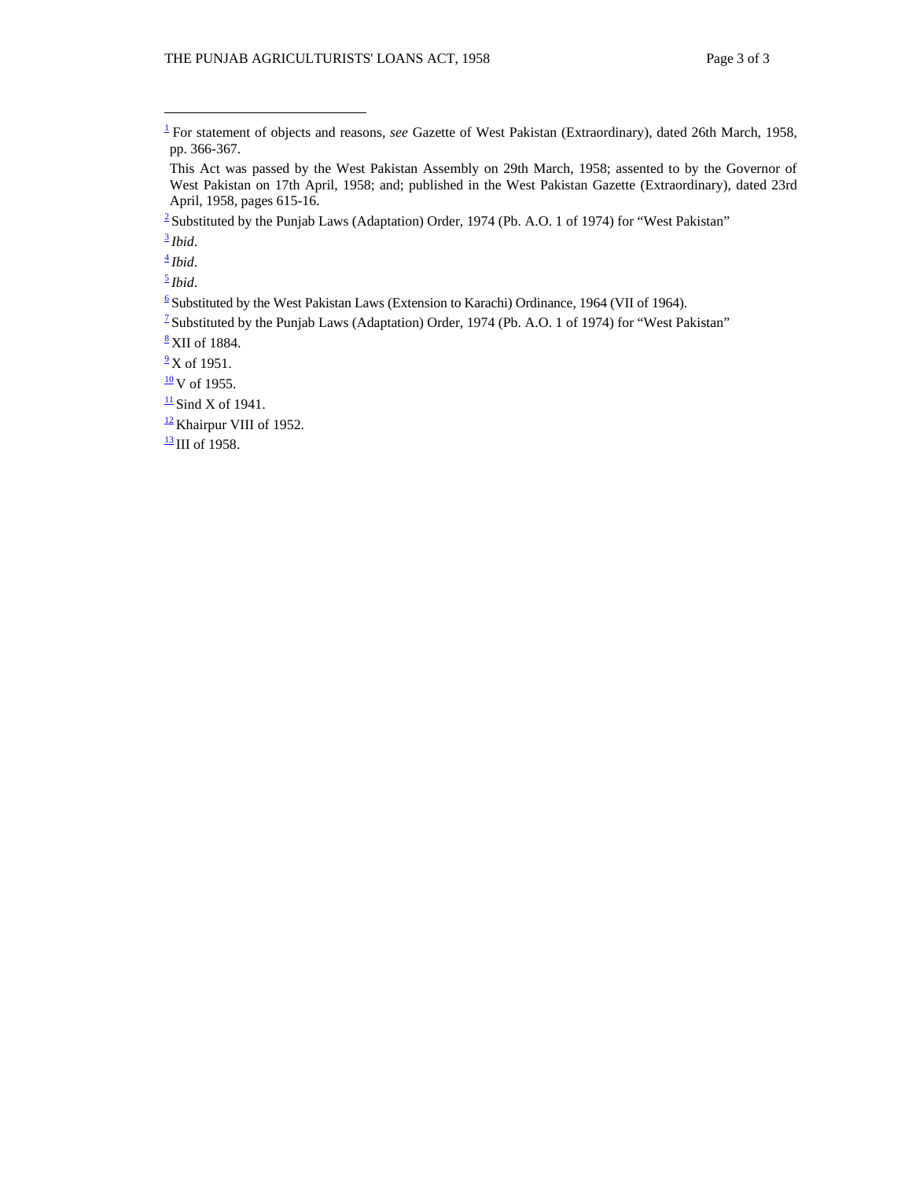[1] For statement of objects and reasons, *see* Gazette of West Pakistan (Extraordinary), dated 26th March, 1958, pp. 366-367.

This Act was passed by the West Pakistan Assembly on 29th March, 1958; assented to by the Governor of West Pakistan on 17th April, 1958; and; published in the West Pakistan Gazette (Extraordinary), dated 23rd April, 1958, pages 615-16.

[2] Substituted by the Punjab Laws (Adaptation) Order, 1974 (Pb. A.O. 1 of 1974) for "West Pakistan"

[3] *Ibid*.

[4] *Ibid*.

[5] *Ibid*.

[6] Substituted by the West Pakistan Laws (Extension to Karachi) Ordinance, 1964 (VII of 1964).

[7] Substituted by the Punjab Laws (Adaptation) Order, 1974 (Pb. A.O. 1 of 1974) for "West Pakistan"

[8] XII of 1884.

[9] X of 1951.

[10] V of 1955.

[11] Sind X of 1941.

[12] Khairpur VIII of 1952.

[13] III of 1958.